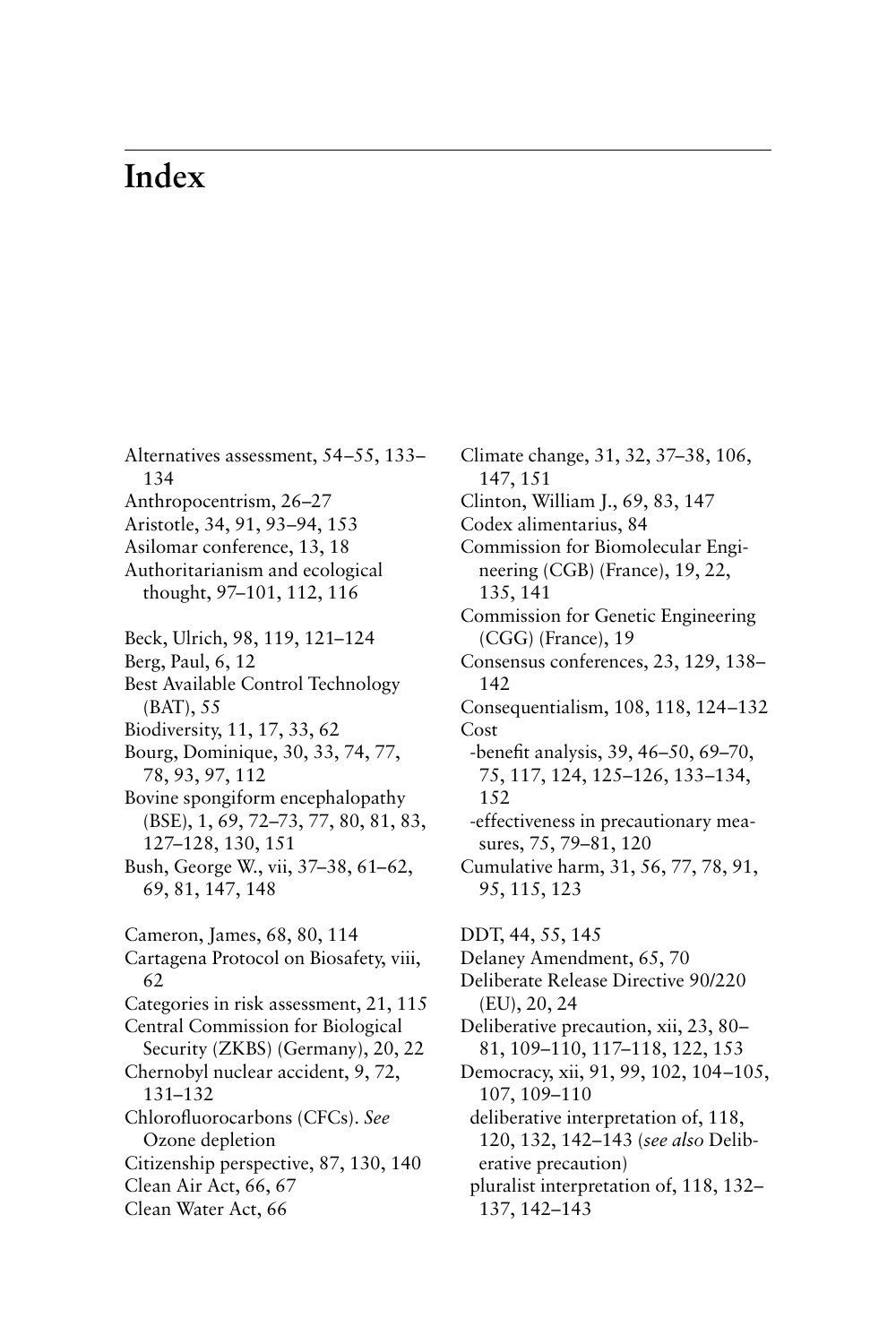# Index

Alternatives assessment, 54–55, 133–134
Anthropocentrism, 26–27
Aristotle, 34, 91, 93–94, 153
Asilomar conference, 13, 18
Authoritarianism and ecological thought, 97–101, 112, 116

Beck, Ulrich, 98, 119, 121–124
Berg, Paul, 6, 12
Best Available Control Technology (BAT), 55
Biodiversity, 11, 17, 33, 62
Bourg, Dominique, 30, 33, 74, 77, 78, 93, 97, 112
Bovine spongiform encephalopathy (BSE), 1, 69, 72–73, 77, 80, 81, 83, 127–128, 130, 151
Bush, George W., vii, 37–38, 61–62, 69, 81, 147, 148

Cameron, James, 68, 80, 114
Cartagena Protocol on Biosafety, viii, 62
Categories in risk assessment, 21, 115
Central Commission for Biological Security (ZKBS) (Germany), 20, 22
Chernobyl nuclear accident, 9, 72, 131–132
Chlorofluorocarbons (CFCs). *See* Ozone depletion
Citizenship perspective, 87, 130, 140
Clean Air Act, 66, 67
Clean Water Act, 66
Climate change, 31, 32, 37–38, 106, 147, 151
Clinton, William J., 69, 83, 147
Codex alimentarius, 84
Commission for Biomolecular Engineering (CGB) (France), 19, 22, 135, 141
Commission for Genetic Engineering (CGG) (France), 19
Consensus conferences, 23, 129, 138–142
Consequentialism, 108, 118, 124–132
Cost
- -benefit analysis, 39, 46–50, 69–70, 75, 117, 124, 125–126, 133–134, 152
- -effectiveness in precautionary measures, 75, 79–81, 120

Cumulative harm, 31, 56, 77, 78, 91, 95, 115, 123

DDT, 44, 55, 145
Delaney Amendment, 65, 70
Deliberate Release Directive 90/220 (EU), 20, 24
Deliberative precaution, xii, 23, 80–81, 109–110, 117–118, 122, 153
Democracy, xii, 91, 99, 102, 104–105, 107, 109–110
- deliberative interpretation of, 118, 120, 132, 142–143 (*see also* Deliberative precaution)
- pluralist interpretation of, 118, 132–137, 142–143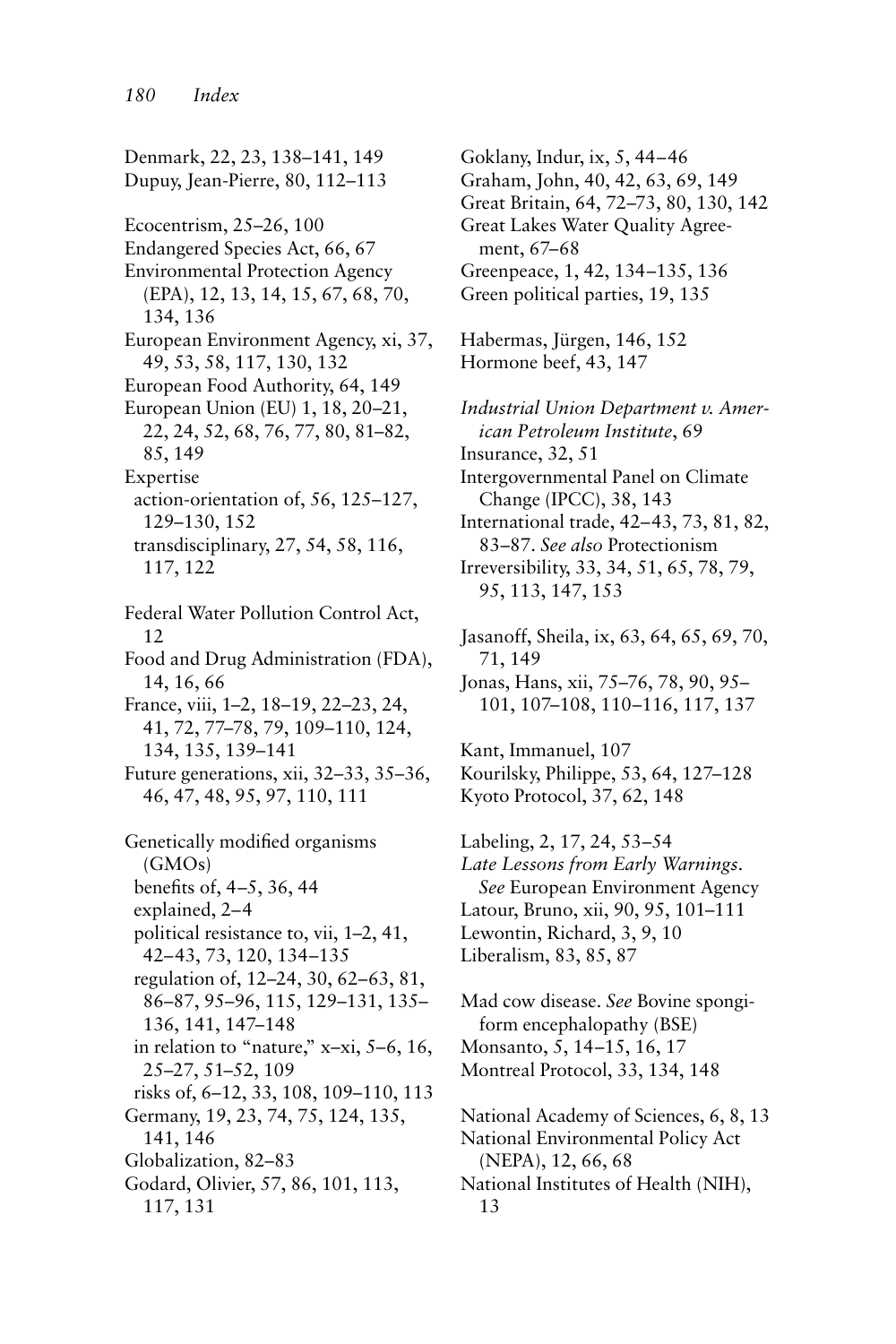Denmark, 22, 23, 138–141, 149
Dupuy, Jean-Pierre, 80, 112–113

Ecocentrism, 25–26, 100
Endangered Species Act, 66, 67
Environmental Protection Agency (EPA), 12, 13, 14, 15, 67, 68, 70, 134, 136
European Environment Agency, xi, 37, 49, 53, 58, 117, 130, 132
European Food Authority, 64, 149
European Union (EU) 1, 18, 20–21, 22, 24, 52, 68, 76, 77, 80, 81–82, 85, 149
Expertise
  action-orientation of, 56, 125–127, 129–130, 152
  transdisciplinary, 27, 54, 58, 116, 117, 122

Federal Water Pollution Control Act, 12
Food and Drug Administration (FDA), 14, 16, 66
France, viii, 1–2, 18–19, 22–23, 24, 41, 72, 77–78, 79, 109–110, 124, 134, 135, 139–141
Future generations, xii, 32–33, 35–36, 46, 47, 48, 95, 97, 110, 111

Genetically modified organisms (GMOs)
  benefits of, 4–5, 36, 44
  explained, 2–4
  political resistance to, vii, 1–2, 41, 42–43, 73, 120, 134–135
  regulation of, 12–24, 30, 62–63, 81, 86–87, 95–96, 115, 129–131, 135–136, 141, 147–148
  in relation to "nature," x–xi, 5–6, 16, 25–27, 51–52, 109
  risks of, 6–12, 33, 108, 109–110, 113
Germany, 19, 23, 74, 75, 124, 135, 141, 146
Globalization, 82–83
Godard, Olivier, 57, 86, 101, 113, 117, 131

Goklany, Indur, ix, 5, 44–46
Graham, John, 40, 42, 63, 69, 149
Great Britain, 64, 72–73, 80, 130, 142
Great Lakes Water Quality Agreement, 67–68
Greenpeace, 1, 42, 134–135, 136
Green political parties, 19, 135

Habermas, Jürgen, 146, 152
Hormone beef, 43, 147

*Industrial Union Department v. American Petroleum Institute*, 69
Insurance, 32, 51
Intergovernmental Panel on Climate Change (IPCC), 38, 143
International trade, 42–43, 73, 81, 82, 83–87. *See also* Protectionism
Irreversibility, 33, 34, 51, 65, 78, 79, 95, 113, 147, 153

Jasanoff, Sheila, ix, 63, 64, 65, 69, 70, 71, 149
Jonas, Hans, xii, 75–76, 78, 90, 95–101, 107–108, 110–116, 117, 137

Kant, Immanuel, 107
Kourilsky, Philippe, 53, 64, 127–128
Kyoto Protocol, 37, 62, 148

Labeling, 2, 17, 24, 53–54
*Late Lessons from Early Warnings*. *See* European Environment Agency
Latour, Bruno, xii, 90, 95, 101–111
Lewontin, Richard, 3, 9, 10
Liberalism, 83, 85, 87

Mad cow disease. *See* Bovine spongiform encephalopathy (BSE)
Monsanto, 5, 14–15, 16, 17
Montreal Protocol, 33, 134, 148

National Academy of Sciences, 6, 8, 13
National Environmental Policy Act (NEPA), 12, 66, 68
National Institutes of Health (NIH), 13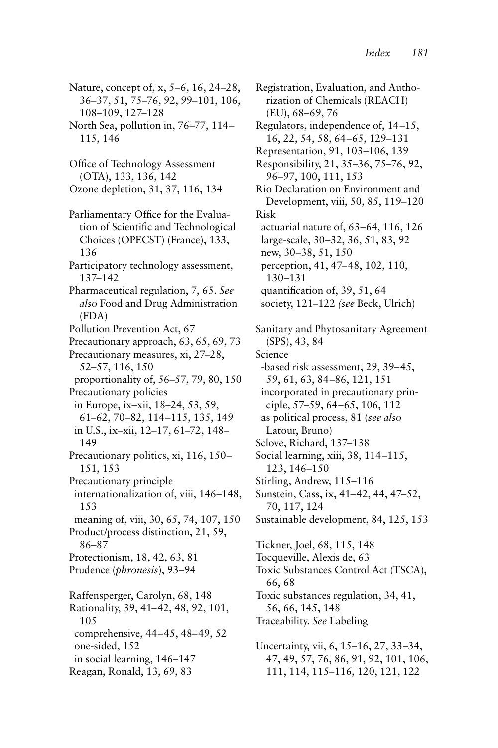Nature, concept of, x, 5–6, 16, 24–28, 36–37, 51, 75–76, 92, 99–101, 106, 108–109, 127–128
North Sea, pollution in, 76–77, 114–115, 146

Office of Technology Assessment (OTA), 133, 136, 142
Ozone depletion, 31, 37, 116, 134

Parliamentary Office for the Evaluation of Scientific and Technological Choices (OPECST) (France), 133, 136
Participatory technology assessment, 137–142
Pharmaceutical regulation, 7, 65. *See also* Food and Drug Administration (FDA)
Pollution Prevention Act, 67
Precautionary approach, 63, 65, 69, 73
Precautionary measures, xi, 27–28, 52–57, 116, 150
  proportionality of, 56–57, 79, 80, 150
Precautionary policies
  in Europe, ix–xii, 18–24, 53, 59, 61–62, 70–82, 114–115, 135, 149
  in U.S., ix–xii, 12–17, 61–72, 148–149
Precautionary politics, xi, 116, 150–151, 153
Precautionary principle
  internationalization of, viii, 146–148, 153
  meaning of, viii, 30, 65, 74, 107, 150
Product/process distinction, 21, 59, 86–87
Protectionism, 18, 42, 63, 81
Prudence (*phronesis*), 93–94

Raffensperger, Carolyn, 68, 148
Rationality, 39, 41–42, 48, 92, 101, 105
  comprehensive, 44–45, 48–49, 52
  one-sided, 152
  in social learning, 146–147
Reagan, Ronald, 13, 69, 83

Registration, Evaluation, and Authorization of Chemicals (REACH) (EU), 68–69, 76
Regulators, independence of, 14–15, 16, 22, 54, 58, 64–65, 129–131
Representation, 91, 103–106, 139
Responsibility, 21, 35–36, 75–76, 92, 96–97, 100, 111, 153
Rio Declaration on Environment and Development, viii, 50, 85, 119–120
Risk
  actuarial nature of, 63–64, 116, 126
  large-scale, 30–32, 36, 51, 83, 92
  new, 30–38, 51, 150
  perception, 41, 47–48, 102, 110, 130–131
  quantification of, 39, 51, 64
  society, 121–122 *(see* Beck, Ulrich)

Sanitary and Phytosanitary Agreement (SPS), 43, 84
Science
  -based risk assessment, 29, 39–45, 59, 61, 63, 84–86, 121, 151
  incorporated in precautionary principle, 57–59, 64–65, 106, 112
  as political process, 81 (*see also* Latour, Bruno)
Sclove, Richard, 137–138
Social learning, xiii, 38, 114–115, 123, 146–150
Stirling, Andrew, 115–116
Sunstein, Cass, ix, 41–42, 44, 47–52, 70, 117, 124
Sustainable development, 84, 125, 153

Tickner, Joel, 68, 115, 148
Tocqueville, Alexis de, 63
Toxic Substances Control Act (TSCA), 66, 68
Toxic substances regulation, 34, 41, 56, 66, 145, 148
Traceability. *See* Labeling

Uncertainty, vii, 6, 15–16, 27, 33–34, 47, 49, 57, 76, 86, 91, 92, 101, 106, 111, 114, 115–116, 120, 121, 122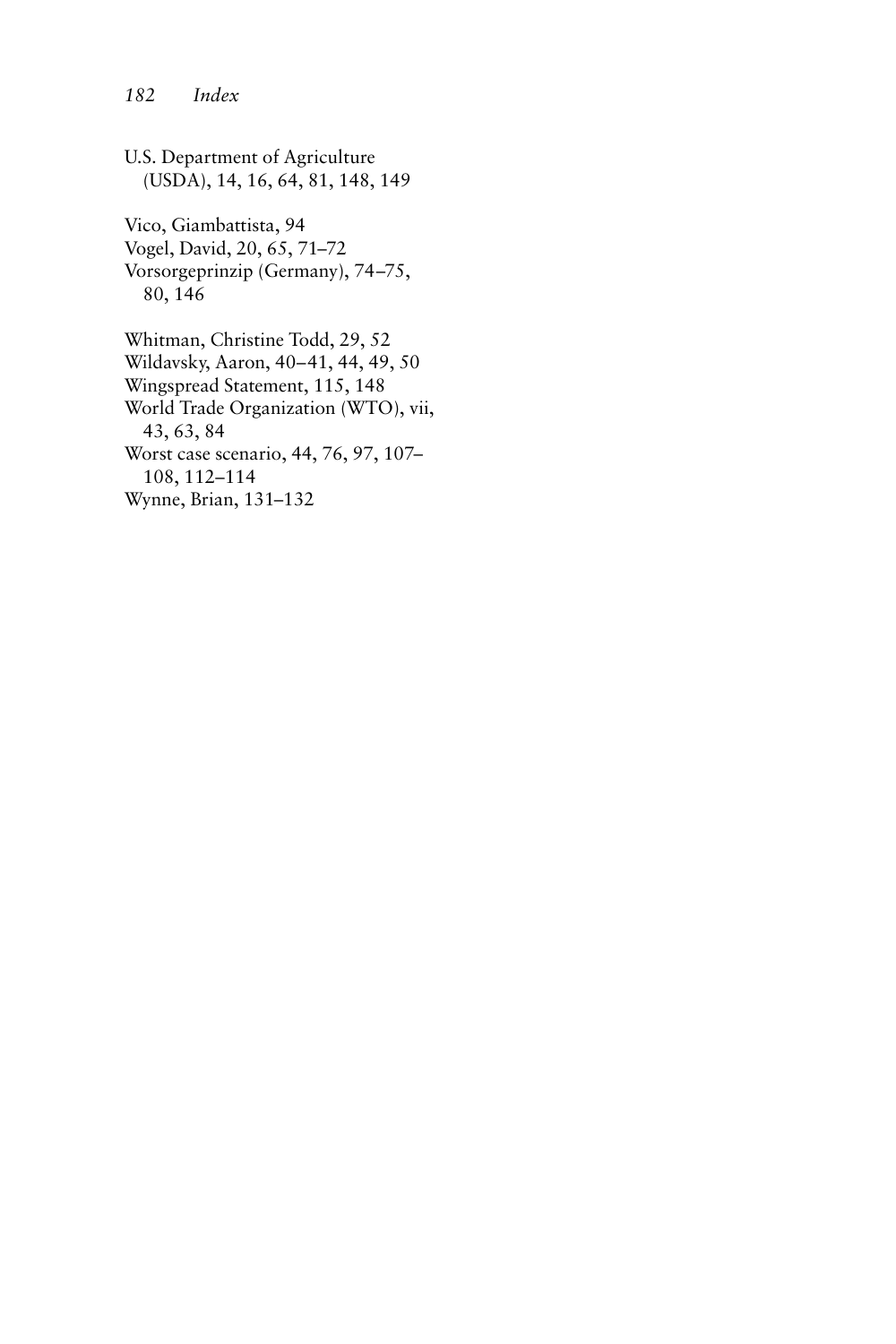U.S. Department of Agriculture (USDA), 14, 16, 64, 81, 148, 149

Vico, Giambattista, 94
Vogel, David, 20, 65, 71–72
Vorsorgeprinzip (Germany), 74–75, 80, 146

Whitman, Christine Todd, 29, 52
Wildavsky, Aaron, 40–41, 44, 49, 50
Wingspread Statement, 115, 148
World Trade Organization (WTO), vii, 43, 63, 84
Worst case scenario, 44, 76, 97, 107–108, 112–114
Wynne, Brian, 131–132